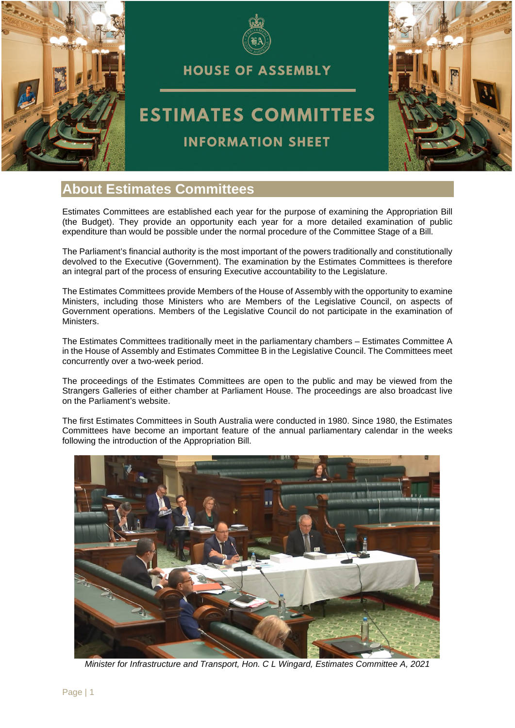# HOUSE OF ASSEMBLY

# ESTIMATES COMMITTEES

## INFORMATION SHEET

## About Estimates Committees

Estimates Committees are established each year for the purpose of examining the Appropriation Bill (the Budget). They provide an opportunity each year for a more detailed examination of public expenditure than would be possible under the normal procedure of the Committee Stage of a Bill.

The Parliament's financial authority is the most important of the powers traditionally and constitutionally devolved to the Executive (Government). The examination by the Estimates Committees is therefore an integral part of the process of ensuring Executive accountability to the Legislature.

The Estimates Committees provide Members of the House of Assembly with the opportunity to examine Ministers, including those Ministers who are Members of the Legislative Council, on aspects of Government operations. Members of the Legislative Council do not participate in the examination of Ministers.

The Estimates Committees traditionally meet in the parliamentary chambers – Estimates Committee A in the House of Assembly and Estimates Committee B in the Legislative Council. The Committees meet concurrently over a two-week period.

The proceedings of the Estimates Committees are open to the public and may be viewed from the Strangers Galleries of either chamber at Parliament House. The proceedings are also broadcast live on the Parliament's website.

The first Estimates Committees in South Australia were conducted in 1980. Since 1980, the Estimates Committees have become an important feature of the annual parliamentary calendar in the weeks following the introduction of the Appropriation Bill.

*Minister for Infrastructure and Transport, Hon. C L Wingard, Estimates Committee A, 2021*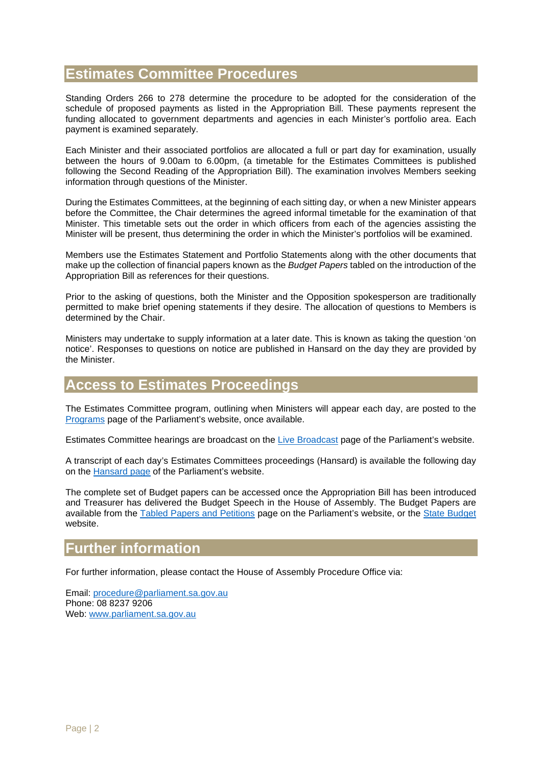## Estimates Committee Procedures

Standing Orders 266 to 278 determine the procedure to be adopted for the consideration of the schedule of proposed payments as listed in the Appropriation Bill. These payments represent the funding allocated to government departments and agencies in each Minister's portfolio area. Each payment is examined separately.

Each Minister and their associated portfolios are allocated a full or part day for examination, usually between the hours of 9.00am to 6.00pm, (a timetable for the Estimates Committees is published following the Second Reading of the Appropriation Bill). The examination involves Members seeking information through questions of the Minister.

During the Estimates Committees, at the beginning of each sitting day, or when a new Minister appears before the Committee, the Chair determines the agreed informal timetable for the examination of that Minister. This timetable sets out the order in which officers from each of the agencies assisting the Minister will be present, thus determining the order in which the Minister's portfolios will be examined.

Members use the Estimates Statement and Portfolio Statements along with the other documents that make up the collection of financial papers known as the *Budget Papers* tabled on the introduction of the Appropriation Bill as references for their questions.

Prior to the asking of questions, both the Minister and the Opposition spokesperson are traditionally permitted to make brief opening statements if they desire. The allocation of questions to Members is determined by the Chair.

Ministers may undertake to supply information at a later date. This is known as taking the question 'on notice'. Responses to questions on notice are published in Hansard on the day they are provided by the Minister.

## Access to Estimates Proceedings

The Estimates Committee program, outlining when Ministers will appear each day, are posted to the Programs page of the Parliament's website, once available.

Estimates Committee hearings are broadcast on the Live Broadcast page of the Parliament's website.

A transcript of each day's Estimates Committees proceedings (Hansard) is available the following day on the Hansard page of the Parliament's website.

The complete set of Budget papers can be accessed once the Appropriation Bill has been introduced and Treasurer has delivered the Budget Speech in the House of Assembly. The Budget Papers are available from the Tabled Papers and Petitions page on the Parliament's website, or the State Budget website.

## Further information

For further information, please contact the House of Assembly Procedure Office via:

Email: procedure@parliament.sa.gov.au
Phone: 08 8237 9206
Web: www.parliament.sa.gov.au